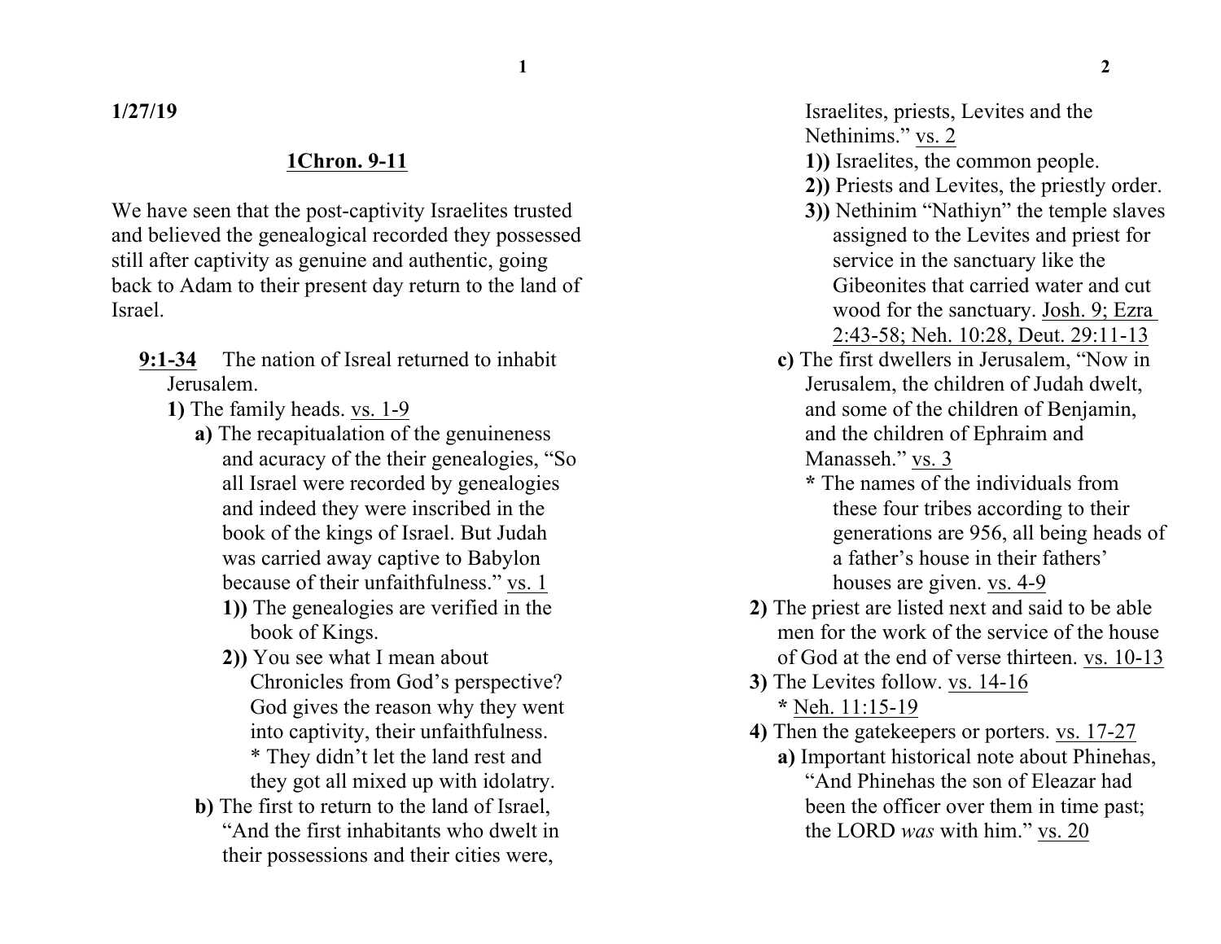**1/27/19**

## 1Chron. 9-11

We have seen that the post-captivity Israelites trusted and believed the genealogical recorded they possessed still after captivity as genuine and authentic, going back to Adam to their present day return to the land of Israel.

**9:1-34** The nation of Isreal returned to inhabit Jerusalem.

- **1)** The family heads. vs. 1-9
  - **a)** The recapitualation of the genuineness and acuracy of the their genealogies, "So all Israel were recorded by genealogies and indeed they were inscribed in the book of the kings of Israel. But Judah was carried away captive to Babylon because of their unfaithfulness." vs. 1
    - **1))** The genealogies are verified in the book of Kings.
    - **2))** You see what I mean about Chronicles from God's perspective? God gives the reason why they went into captivity, their unfaithfulness.
      * They didn't let the land rest and they got all mixed up with idolatry.
  - **b)** The first to return to the land of Israel, "And the first inhabitants who dwelt in their possessions and their cities were, Israelites, priests, Levites and the Nethinims." vs. 2
    - **1))** Israelites, the common people.
    - **2))** Priests and Levites, the priestly order.
    - **3))** Nethinim "Nathiyn" the temple slaves assigned to the Levites and priest for service in the sanctuary like the Gibeonites that carried water and cut wood for the sanctuary. Josh. 9; Ezra 2:43-58; Neh. 10:28, Deut. 29:11-13
  - **c)** The first dwellers in Jerusalem, "Now in Jerusalem, the children of Judah dwelt, and some of the children of Benjamin, and the children of Ephraim and Manasseh." vs. 3
    * The names of the individuals from these four tribes according to their generations are 956, all being heads of a father's house in their fathers' houses are given. vs. 4-9
- **2)** The priest are listed next and said to be able men for the work of the service of the house of God at the end of verse thirteen. vs. 10-13
- **3)** The Levites follow. vs. 14-16
  * Neh. 11:15-19
- **4)** Then the gatekeepers or porters. vs. 17-27
  - **a)** Important historical note about Phinehas, "And Phinehas the son of Eleazar had been the officer over them in time past; the LORD *was* with him." vs. 20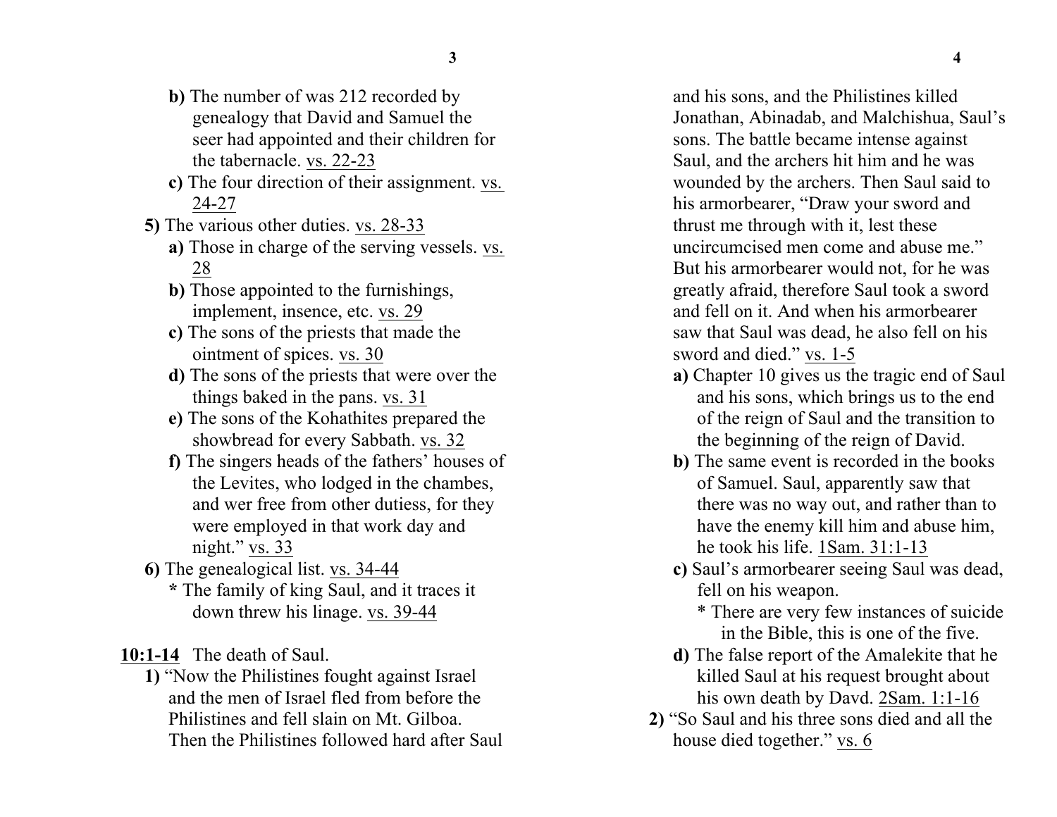**b)** The number of was 212 recorded by genealogy that David and Samuel the seer had appointed and their children for the tabernacle. vs. 22-23

**c)** The four direction of their assignment. vs. 24-27

**5)** The various other duties. vs. 28-33

**a)** Those in charge of the serving vessels. vs. 28

**b)** Those appointed to the furnishings, implement, insence, etc. vs. 29

**c)** The sons of the priests that made the ointment of spices. vs. 30

**d)** The sons of the priests that were over the things baked in the pans. vs. 31

**e)** The sons of the Kohathites prepared the showbread for every Sabbath. vs. 32

**f)** The singers heads of the fathers' houses of the Levites, who lodged in the chambes, and wer free from other dutiess, for they were employed in that work day and night." vs. 33

**6)** The genealogical list. vs. 34-44

**\*** The family of king Saul, and it traces it down threw his linage. vs. 39-44

**10:1-14** The death of Saul.

**1)** "Now the Philistines fought against Israel and the men of Israel fled from before the Philistines and fell slain on Mt. Gilboa. Then the Philistines followed hard after Saul and his sons, and the Philistines killed Jonathan, Abinadab, and Malchishua, Saul's sons. The battle became intense against Saul, and the archers hit him and he was wounded by the archers. Then Saul said to his armorbearer, "Draw your sword and thrust me through with it, lest these uncircumcised men come and abuse me." But his armorbearer would not, for he was greatly afraid, therefore Saul took a sword and fell on it. And when his armorbearer saw that Saul was dead, he also fell on his sword and died." vs. 1-5

**a)** Chapter 10 gives us the tragic end of Saul and his sons, which brings us to the end of the reign of Saul and the transition to the beginning of the reign of David.

**b)** The same event is recorded in the books of Samuel. Saul, apparently saw that there was no way out, and rather than to have the enemy kill him and abuse him, he took his life. 1Sam. 31:1-13

**c)** Saul's armorbearer seeing Saul was dead, fell on his weapon.

\* There are very few instances of suicide in the Bible, this is one of the five.

**d)** The false report of the Amalekite that he killed Saul at his request brought about his own death by Davd. 2Sam. 1:1-16

**2)** "So Saul and his three sons died and all the house died together." vs. 6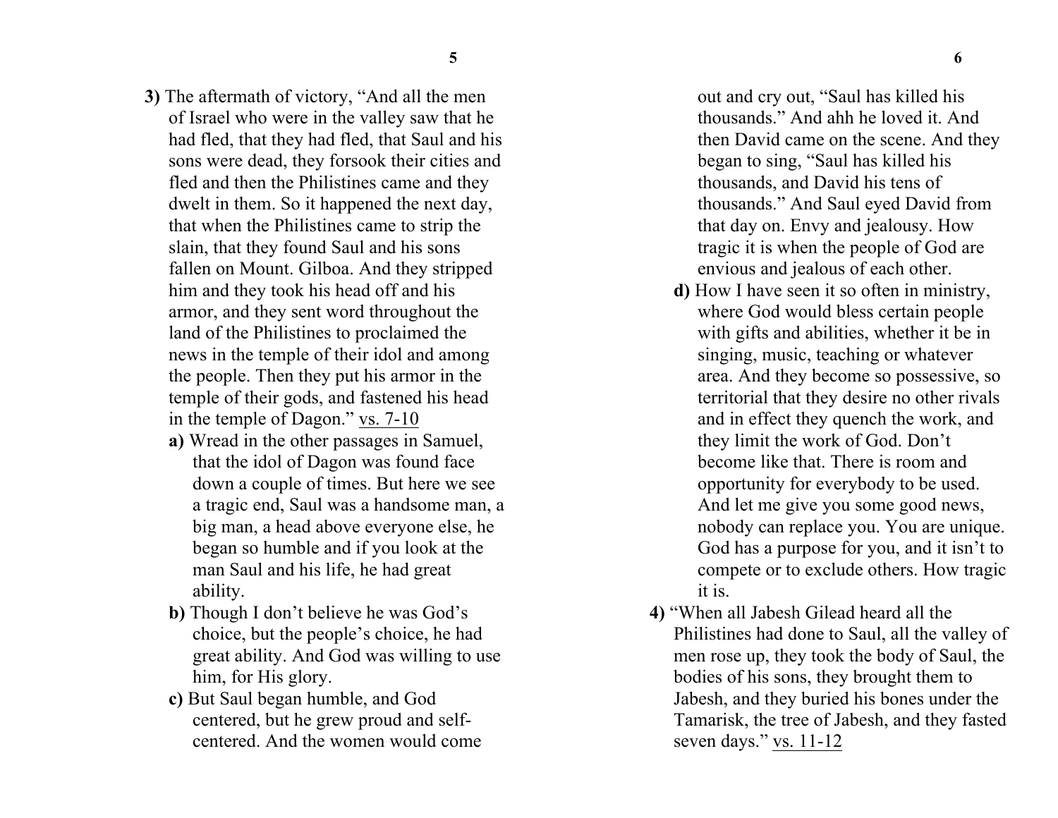**3)** The aftermath of victory, "And all the men of Israel who were in the valley saw that he had fled, that they had fled, that Saul and his sons were dead, they forsook their cities and fled and then the Philistines came and they dwelt in them. So it happened the next day, that when the Philistines came to strip the slain, that they found Saul and his sons fallen on Mount. Gilboa. And they stripped him and they took his head off and his armor, and they sent word throughout the land of the Philistines to proclaimed the news in the temple of their idol and among the people. Then they put his armor in the temple of their gods, and fastened his head in the temple of Dagon." vs. 7-10

- **a)** Wread in the other passages in Samuel, that the idol of Dagon was found face down a couple of times. But here we see a tragic end, Saul was a handsome man, a big man, a head above everyone else, he began so humble and if you look at the man Saul and his life, he had great ability.
- **b)** Though I don't believe he was God's choice, but the people's choice, he had great ability. And God was willing to use him, for His glory.
- **c)** But Saul began humble, and God centered, but he grew proud and self-centered. And the women would come out and cry out, "Saul has killed his thousands." And ahh he loved it. And then David came on the scene. And they began to sing, "Saul has killed his thousands, and David his tens of thousands." And Saul eyed David from that day on. Envy and jealousy. How tragic it is when the people of God are envious and jealous of each other.
- **d)** How I have seen it so often in ministry, where God would bless certain people with gifts and abilities, whether it be in singing, music, teaching or whatever area. And they become so possessive, so territorial that they desire no other rivals and in effect they quench the work, and they limit the work of God. Don't become like that. There is room and opportunity for everybody to be used. And let me give you some good news, nobody can replace you. You are unique. God has a purpose for you, and it isn't to compete or to exclude others. How tragic it is.

**4)** "When all Jabesh Gilead heard all the Philistines had done to Saul, all the valley of men rose up, they took the body of Saul, the bodies of his sons, they brought them to Jabesh, and they buried his bones under the Tamarisk, the tree of Jabesh, and they fasted seven days." vs. 11-12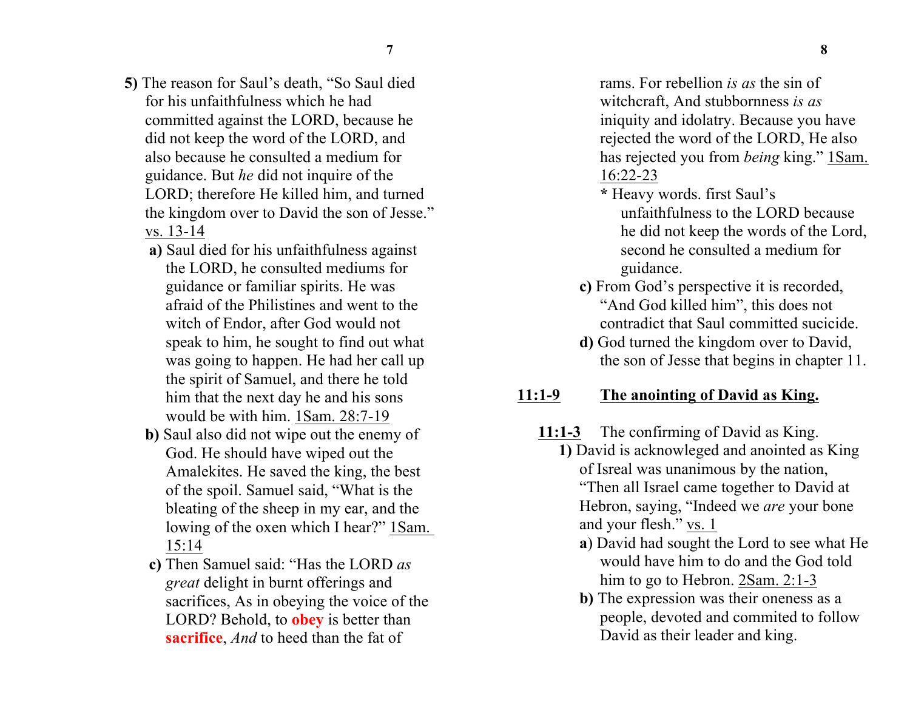**5)** The reason for Saul's death, "So Saul died for his unfaithfulness which he had committed against the LORD, because he did not keep the word of the LORD, and also because he consulted a medium for guidance. But *he* did not inquire of the LORD; therefore He killed him, and turned the kingdom over to David the son of Jesse." vs. 13-14

**a)** Saul died for his unfaithfulness against the LORD, he consulted mediums for guidance or familiar spirits. He was afraid of the Philistines and went to the witch of Endor, after God would not speak to him, he sought to find out what was going to happen. He had her call up the spirit of Samuel, and there he told him that the next day he and his sons would be with him. 1Sam. 28:7-19

**b)** Saul also did not wipe out the enemy of God. He should have wiped out the Amalekites. He saved the king, the best of the spoil. Samuel said, "What is the bleating of the sheep in my ear, and the lowing of the oxen which I hear?" 1Sam. 15:14

**c)** Then Samuel said: "Has the LORD *as great* delight in burnt offerings and sacrifices, As in obeying the voice of the LORD? Behold, to **obey** is better than **sacrifice**, *And* to heed than the fat of rams. For rebellion *is as* the sin of witchcraft, And stubbornness *is as* iniquity and idolatry. Because you have rejected the word of the LORD, He also has rejected you from *being* king." 1Sam. 16:22-23

**\*** Heavy words. first Saul's unfaithfulness to the LORD because he did not keep the words of the Lord, second he consulted a medium for guidance.

**c)** From God's perspective it is recorded, "And God killed him", this does not contradict that Saul committed sucicide.

**d)** God turned the kingdom over to David, the son of Jesse that begins in chapter 11.

## 11:1-9 The anointing of David as King.

**11:1-3** The confirming of David as King.

**1)** David is acknowleged and anointed as King of Isreal was unanimous by the nation, "Then all Israel came together to David at Hebron, saying, "Indeed we *are* your bone and your flesh." vs. 1

**a**) David had sought the Lord to see what He would have him to do and the God told him to go to Hebron. 2Sam. 2:1-3

**b)** The expression was their oneness as a people, devoted and commited to follow David as their leader and king.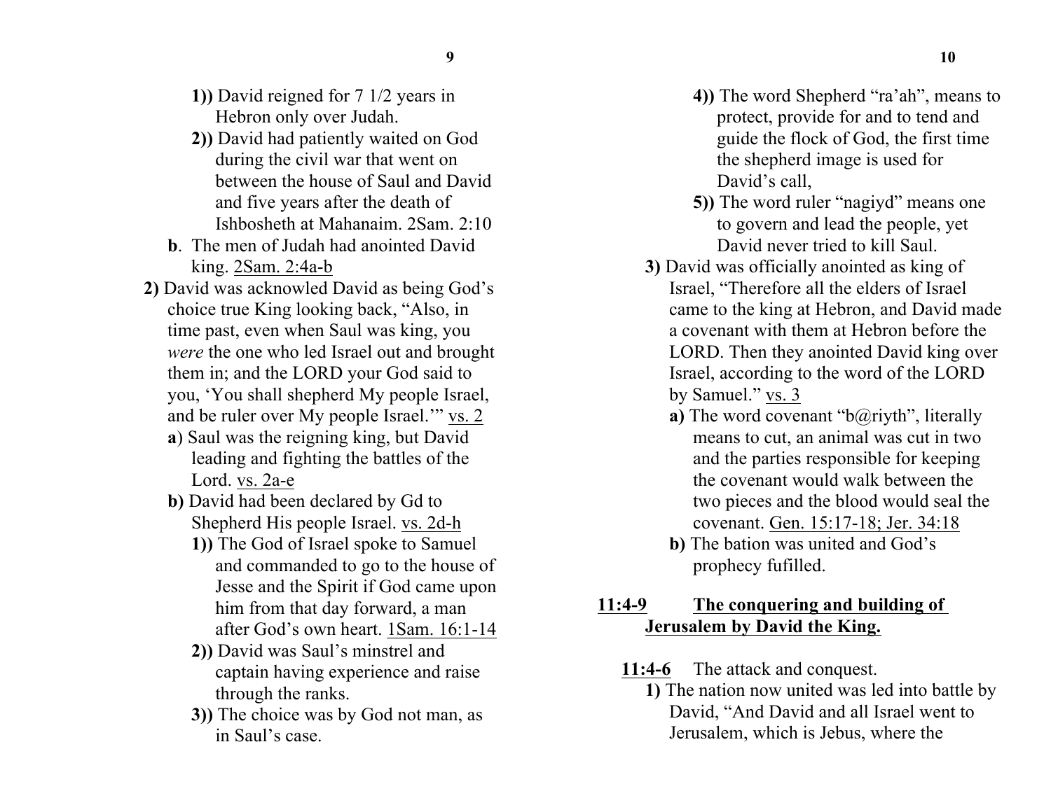**1))** David reigned for 7 1/2 years in Hebron only over Judah.

**2))** David had patiently waited on God during the civil war that went on between the house of Saul and David and five years after the death of Ishbosheth at Mahanaim. 2Sam. 2:10

**b**. The men of Judah had anointed David king. <u>2Sam. 2:4a-b</u>

**2)** David was acknowled David as being God's choice true King looking back, "Also, in time past, even when Saul was king, you *were* the one who led Israel out and brought them in; and the LORD your God said to you, 'You shall shepherd My people Israel, and be ruler over My people Israel.'" <u>vs. 2</u>

**a**) Saul was the reigning king, but David leading and fighting the battles of the Lord. <u>vs. 2a-e</u>

**b)** David had been declared by Gd to Shepherd His people Israel. <u>vs. 2d-h</u>

**1))** The God of Israel spoke to Samuel and commanded to go to the house of Jesse and the Spirit if God came upon him from that day forward, a man after God's own heart. <u>1Sam. 16:1-14</u>

**2))** David was Saul's minstrel and captain having experience and raise through the ranks.

**3))** The choice was by God not man, as in Saul's case.

**4))** The word Shepherd "ra'ah", means to protect, provide for and to tend and guide the flock of God, the first time the shepherd image is used for David's call,

**5))** The word ruler "nagiyd" means one to govern and lead the people, yet David never tried to kill Saul.

**3)** David was officially anointed as king of Israel, "Therefore all the elders of Israel came to the king at Hebron, and David made a covenant with them at Hebron before the LORD. Then they anointed David king over Israel, according to the word of the LORD by Samuel." <u>vs. 3</u>

**a)** The word covenant "b@riyth", literally means to cut, an animal was cut in two and the parties responsible for keeping the covenant would walk between the two pieces and the blood would seal the covenant. <u>Gen. 15:17-18; Jer. 34:18</u>

**b)** The bation was united and God's prophecy fufilled.

## <u>11:4-9</u> <u>The conquering and building of Jerusalem by David the King.</u>

<u>**11:4-6**</u> The attack and conquest.

**1)** The nation now united was led into battle by David, "And David and all Israel went to Jerusalem, which is Jebus, where the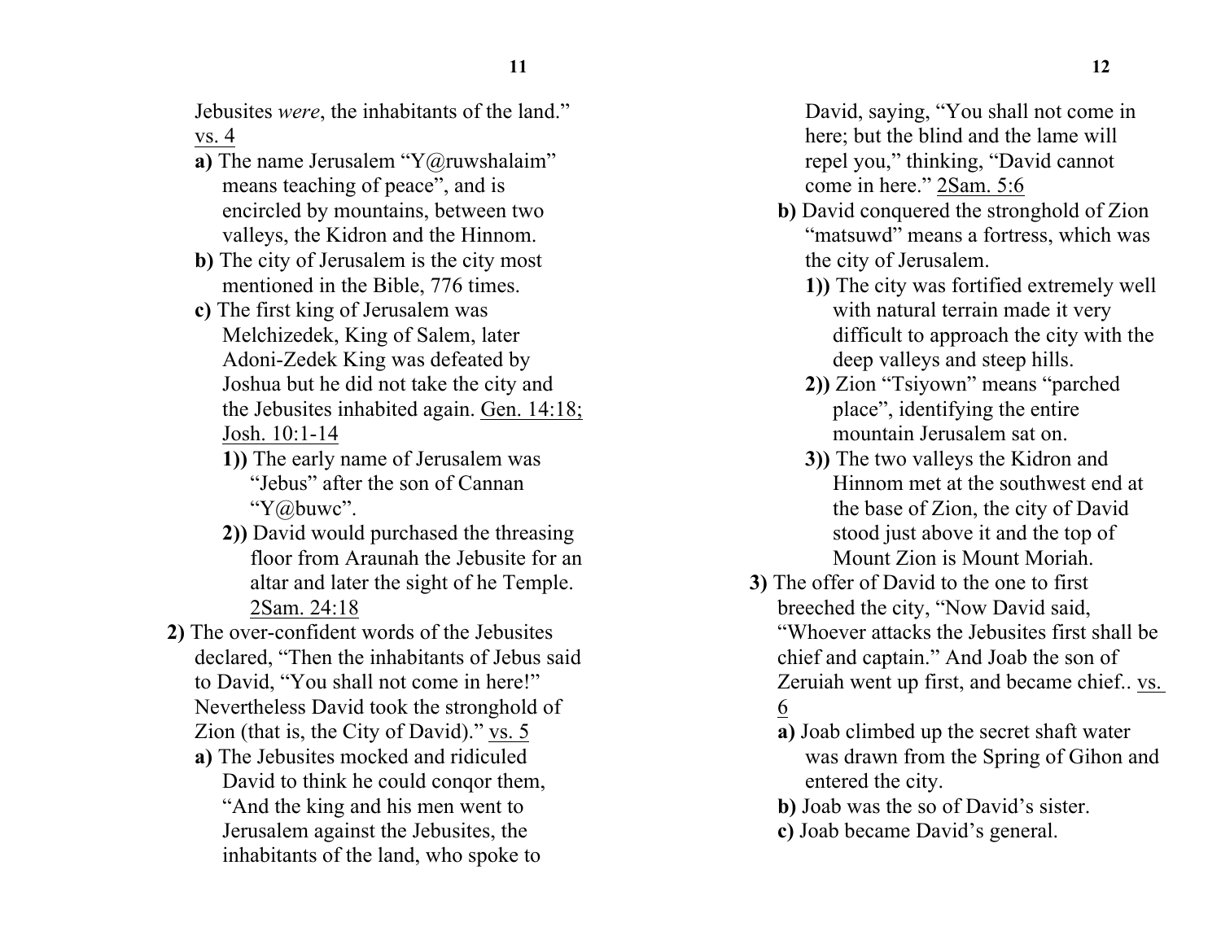Jebusites *were*, the inhabitants of the land." vs. 4

**a)** The name Jerusalem "Y@ruwshalaim" means teaching of peace", and is encircled by mountains, between two valleys, the Kidron and the Hinnom.

**b)** The city of Jerusalem is the city most mentioned in the Bible, 776 times.

**c)** The first king of Jerusalem was Melchizedek, King of Salem, later Adoni-Zedek King was defeated by Joshua but he did not take the city and the Jebusites inhabited again. Gen. 14:18; Josh. 10:1-14

**1))** The early name of Jerusalem was "Jebus" after the son of Cannan "Y@buwc".

**2))** David would purchased the threasing floor from Araunah the Jebusite for an altar and later the sight of he Temple. 2Sam. 24:18

**2)** The over-confident words of the Jebusites declared, "Then the inhabitants of Jebus said to David, "You shall not come in here!" Nevertheless David took the stronghold of Zion (that is, the City of David)." vs. 5

**a)** The Jebusites mocked and ridiculed David to think he could conqor them, "And the king and his men went to Jerusalem against the Jebusites, the inhabitants of the land, who spoke to David, saying, "You shall not come in here; but the blind and the lame will repel you," thinking, "David cannot come in here." 2Sam. 5:6

**b)** David conquered the stronghold of Zion "matsuwd" means a fortress, which was the city of Jerusalem.

**1))** The city was fortified extremely well with natural terrain made it very difficult to approach the city with the deep valleys and steep hills.

**2))** Zion "Tsiyown" means "parched place", identifying the entire mountain Jerusalem sat on.

**3))** The two valleys the Kidron and Hinnom met at the southwest end at the base of Zion, the city of David stood just above it and the top of Mount Zion is Mount Moriah.

**3)** The offer of David to the one to first breeched the city, "Now David said, "Whoever attacks the Jebusites first shall be chief and captain." And Joab the son of Zeruiah went up first, and became chief.. vs. 6

**a)** Joab climbed up the secret shaft water was drawn from the Spring of Gihon and entered the city.

**b)** Joab was the so of David's sister.

**c)** Joab became David's general.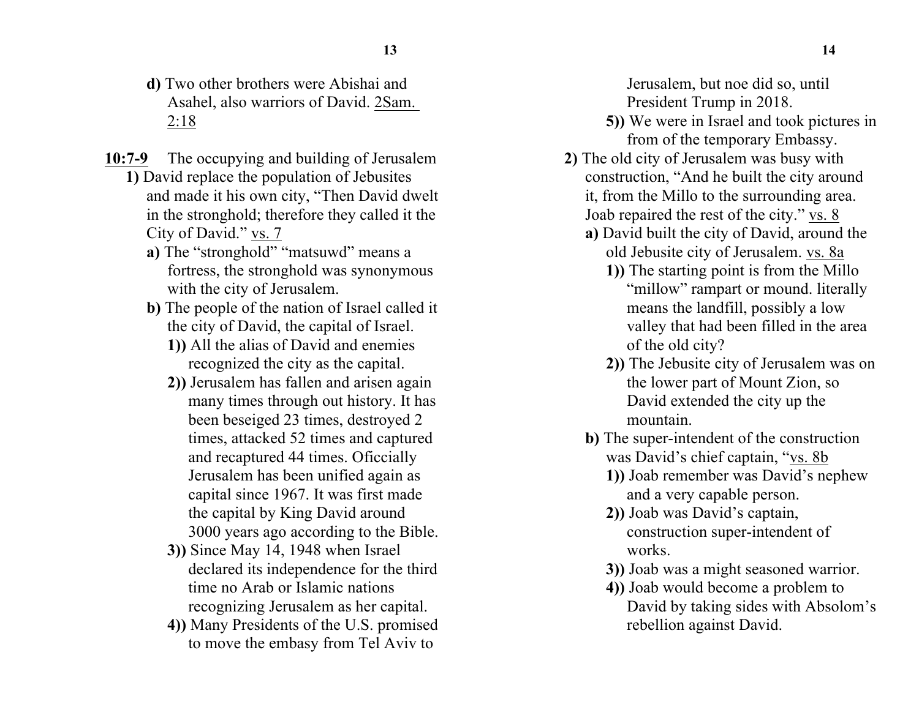**d)** Two other brothers were Abishai and Asahel, also warriors of David. 2Sam. 2:18

**10:7-9** The occupying and building of Jerusalem

**1)** David replace the population of Jebusites and made it his own city, "Then David dwelt in the stronghold; therefore they called it the City of David." vs. 7

**a)** The "stronghold" "matsuwd" means a fortress, the stronghold was synonymous with the city of Jerusalem.

**b)** The people of the nation of Israel called it the city of David, the capital of Israel.

**1))** All the alias of David and enemies recognized the city as the capital.

**2))** Jerusalem has fallen and arisen again many times through out history. It has been beseiged 23 times, destroyed 2 times, attacked 52 times and captured and recaptured 44 times. Oficcially Jerusalem has been unified again as capital since 1967. It was first made the capital by King David around 3000 years ago according to the Bible.

**3))** Since May 14, 1948 when Israel declared its independence for the third time no Arab or Islamic nations recognizing Jerusalem as her capital.

**4))** Many Presidents of the U.S. promised to move the embasy from Tel Aviv to Jerusalem, but noe did so, until President Trump in 2018.

**5))** We were in Israel and took pictures in from of the temporary Embassy.

**2)** The old city of Jerusalem was busy with construction, "And he built the city around it, from the Millo to the surrounding area. Joab repaired the rest of the city." vs. 8

**a)** David built the city of David, around the old Jebusite city of Jerusalem. vs. 8a

**1))** The starting point is from the Millo "millow" rampart or mound. literally means the landfill, possibly a low valley that had been filled in the area of the old city?

**2))** The Jebusite city of Jerusalem was on the lower part of Mount Zion, so David extended the city up the mountain.

**b)** The super-intendent of the construction was David's chief captain, "vs. 8b

**1))** Joab remember was David's nephew and a very capable person.

**2))** Joab was David's captain, construction super-intendent of works.

**3))** Joab was a might seasoned warrior.

**4))** Joab would become a problem to David by taking sides with Absolom's rebellion against David.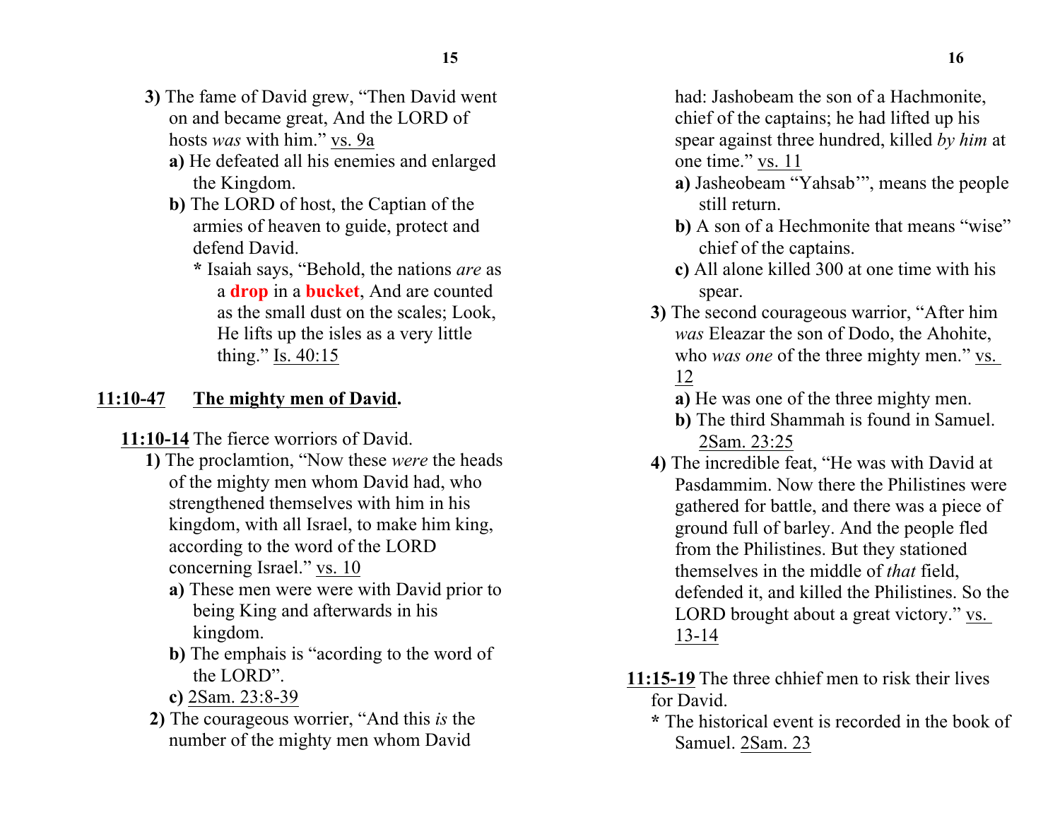**3)** The fame of David grew, "Then David went on and became great, And the LORD of hosts *was* with him." vs. 9a

**a)** He defeated all his enemies and enlarged the Kingdom.

**b)** The LORD of host, the Captian of the armies of heaven to guide, protect and defend David.

**\*** Isaiah says, "Behold, the nations *are* as a **drop** in a **bucket**, And are counted as the small dust on the scales; Look, He lifts up the isles as a very little thing." Is. 40:15

## 11:10-47 The mighty men of David.

**11:10-14** The fierce worriors of David.

**1)** The proclamtion, "Now these *were* the heads of the mighty men whom David had, who strengthened themselves with him in his kingdom, with all Israel, to make him king, according to the word of the LORD concerning Israel." vs. 10

**a)** These men were were with David prior to being King and afterwards in his kingdom.

**b)** The emphais is "acording to the word of the LORD".

**c)** 2Sam. 23:8-39

**2)** The courageous worrier, "And this *is* the number of the mighty men whom David had: Jashobeam the son of a Hachmonite, chief of the captains; he had lifted up his spear against three hundred, killed *by him* at one time." vs. 11

**a)** Jasheobeam "Yahsab'", means the people still return.

**b)** A son of a Hechmonite that means "wise" chief of the captains.

**c)** All alone killed 300 at one time with his spear.

**3)** The second courageous warrior, "After him *was* Eleazar the son of Dodo, the Ahohite, who *was one* of the three mighty men." vs. 12

**a)** He was one of the three mighty men.

**b)** The third Shammah is found in Samuel. 2Sam. 23:25

**4)** The incredible feat, "He was with David at Pasdammim. Now there the Philistines were gathered for battle, and there was a piece of ground full of barley. And the people fled from the Philistines. But they stationed themselves in the middle of *that* field, defended it, and killed the Philistines. So the LORD brought about a great victory." vs. 13-14

**11:15-19** The three chhief men to risk their lives for David.

**\*** The historical event is recorded in the book of Samuel. 2Sam. 23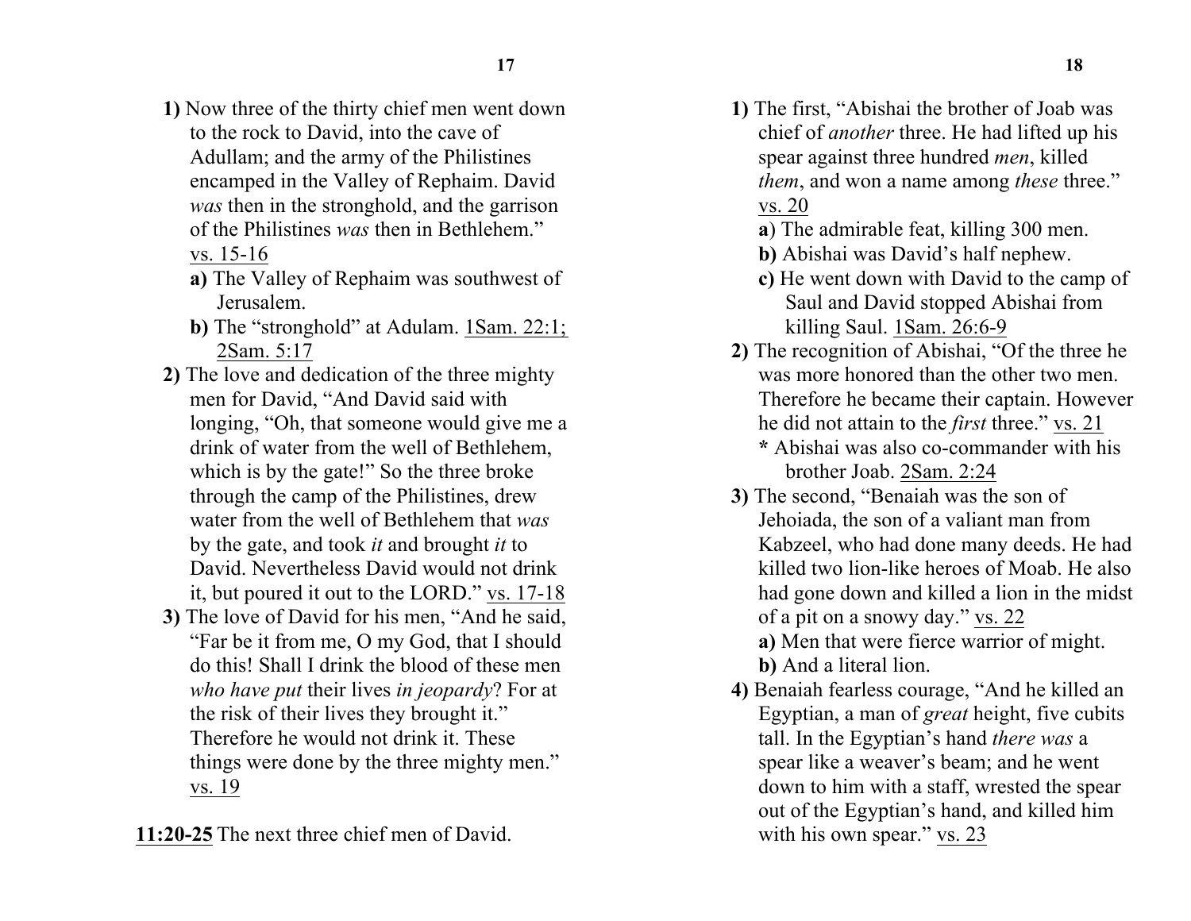**1)** Now three of the thirty chief men went down to the rock to David, into the cave of Adullam; and the army of the Philistines encamped in the Valley of Rephaim. David *was* then in the stronghold, and the garrison of the Philistines *was* then in Bethlehem." vs. 15-16

- **a)** The Valley of Rephaim was southwest of Jerusalem.
- **b)** The "stronghold" at Adulam. 1Sam. 22:1; 2Sam. 5:17

**2)** The love and dedication of the three mighty men for David, "And David said with longing, "Oh, that someone would give me a drink of water from the well of Bethlehem, which is by the gate!" So the three broke through the camp of the Philistines, drew water from the well of Bethlehem that *was* by the gate, and took *it* and brought *it* to David. Nevertheless David would not drink it, but poured it out to the LORD." vs. 17-18

**3)** The love of David for his men, "And he said, "Far be it from me, O my God, that I should do this! Shall I drink the blood of these men *who have put* their lives *in jeopardy*? For at the risk of their lives they brought it." Therefore he would not drink it. These things were done by the three mighty men." vs. 19

**11:20-25** The next three chief men of David.

**1)** The first, "Abishai the brother of Joab was chief of *another* three. He had lifted up his spear against three hundred *men*, killed *them*, and won a name among *these* three." vs. 20

- **a**) The admirable feat, killing 300 men.
- **b)** Abishai was David's half nephew.
- **c)** He went down with David to the camp of Saul and David stopped Abishai from killing Saul. 1Sam. 26:6-9

**2)** The recognition of Abishai, "Of the three he was more honored than the other two men. Therefore he became their captain. However he did not attain to the *first* three." vs. 21

- **\*** Abishai was also co-commander with his brother Joab. 2Sam. 2:24

**3)** The second, "Benaiah was the son of Jehoiada, the son of a valiant man from Kabzeel, who had done many deeds. He had killed two lion-like heroes of Moab. He also had gone down and killed a lion in the midst of a pit on a snowy day." vs. 22

- **a)** Men that were fierce warrior of might.
- **b)** And a literal lion.

**4)** Benaiah fearless courage, "And he killed an Egyptian, a man of *great* height, five cubits tall. In the Egyptian's hand *there was* a spear like a weaver's beam; and he went down to him with a staff, wrested the spear out of the Egyptian's hand, and killed him with his own spear." vs. 23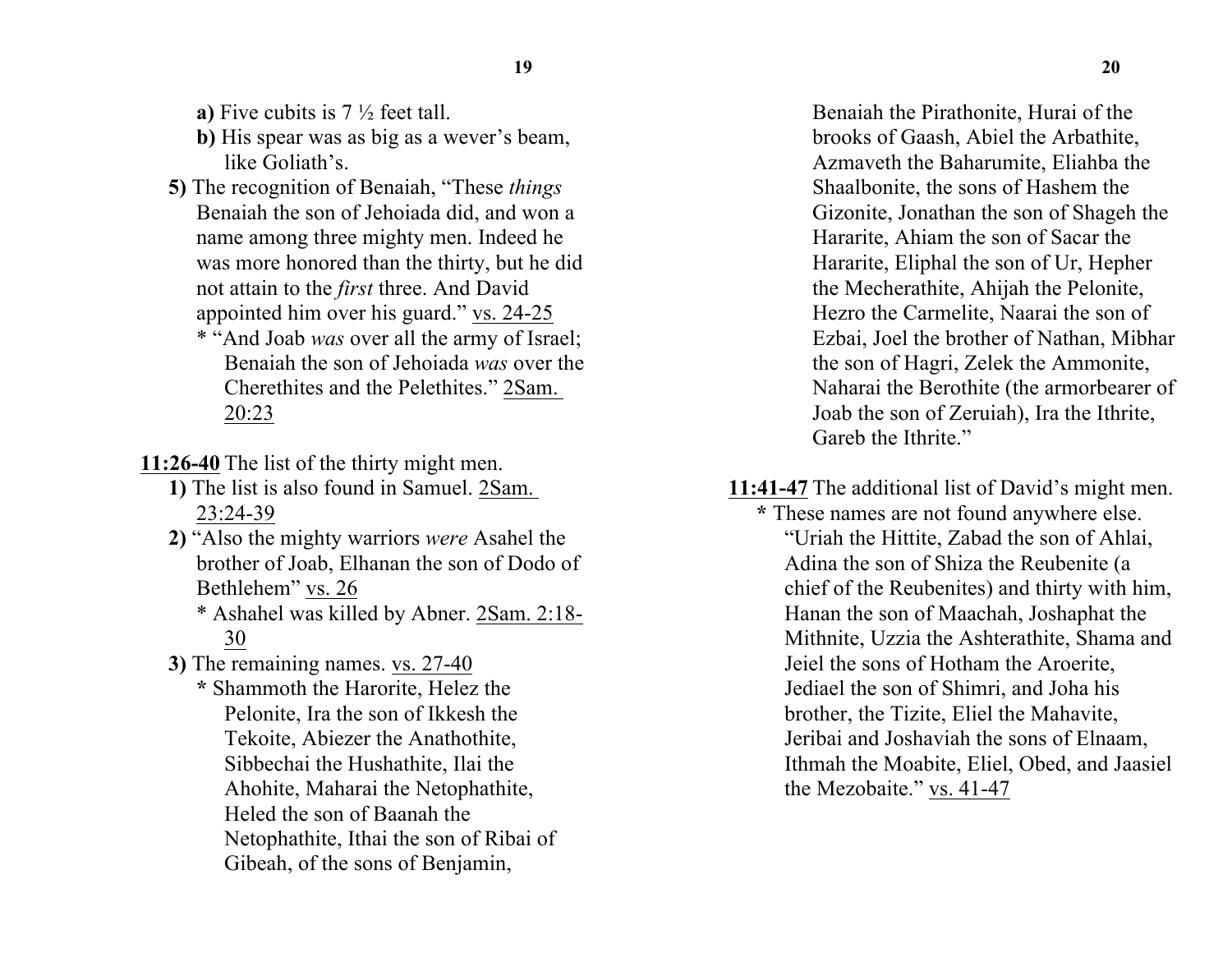**a)** Five cubits is 7 ½ feet tall.

**b)** His spear was as big as a wever's beam, like Goliath's.

**5)** The recognition of Benaiah, "These *things* Benaiah the son of Jehoiada did, and won a name among three mighty men. Indeed he was more honored than the thirty, but he did not attain to the *first* three. And David appointed him over his guard." <u>vs. 24-25</u>

* "And Joab *was* over all the army of Israel; Benaiah the son of Jehoiada *was* over the Cherethites and the Pelethites." <u>2Sam. 20:23</u>

**<u>11:26-40</u>** The list of the thirty might men.

**1)** The list is also found in Samuel. <u>2Sam. 23:24-39</u>

**2)** "Also the mighty warriors *were* Asahel the brother of Joab, Elhanan the son of Dodo of Bethlehem" <u>vs. 26</u>

* Ashahel was killed by Abner. <u>2Sam. 2:18-30</u>

**3)** The remaining names. <u>vs. 27-40</u>

**\*** Shammoth the Harorite, Helez the Pelonite, Ira the son of Ikkesh the Tekoite, Abiezer the Anathothite, Sibbechai the Hushathite, Ilai the Ahohite, Maharai the Netophathite, Heled the son of Baanah the Netophathite, Ithai the son of Ribai of Gibeah, of the sons of Benjamin, Benaiah the Pirathonite, Hurai of the brooks of Gaash, Abiel the Arbathite, Azmaveth the Baharumite, Eliahba the Shaalbonite, the sons of Hashem the Gizonite, Jonathan the son of Shageh the Hararite, Ahiam the son of Sacar the Hararite, Eliphal the son of Ur, Hepher the Mecherathite, Ahijah the Pelonite, Hezro the Carmelite, Naarai the son of Ezbai, Joel the brother of Nathan, Mibhar the son of Hagri, Zelek the Ammonite, Naharai the Berothite (the armorbearer of Joab the son of Zeruiah), Ira the Ithrite, Gareb the Ithrite."

**<u>11:41-47</u>** The additional list of David's might men.

**\*** These names are not found anywhere else. "Uriah the Hittite, Zabad the son of Ahlai, Adina the son of Shiza the Reubenite (a chief of the Reubenites) and thirty with him, Hanan the son of Maachah, Joshaphat the Mithnite, Uzzia the Ashterathite, Shama and Jeiel the sons of Hotham the Aroerite, Jediael the son of Shimri, and Joha his brother, the Tizite, Eliel the Mahavite, Jeribai and Joshaviah the sons of Elnaam, Ithmah the Moabite, Eliel, Obed, and Jaasiel the Mezobaite." <u>vs. 41-47</u>